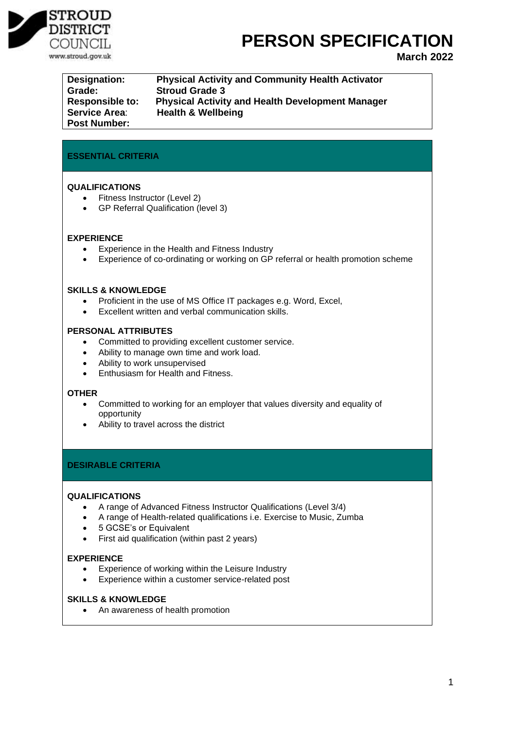STROUD DISTRICT COUNCIL
www.stroud.gov.uk

# PERSON SPECIFICATION

**March 2022**

| | |
|---|---|
| **Designation:** | **Physical Activity and Community Health Activator** |
| **Grade:** | **Stroud Grade 3** |
| **Responsible to:** | **Physical Activity and Health Development Manager** |
| **Service Area:** | **Health & Wellbeing** |
| **Post Number:** | |

## ESSENTIAL CRITERIA

### QUALIFICATIONS

- Fitness Instructor (Level 2)
- GP Referral Qualification (level 3)

### EXPERIENCE

- Experience in the Health and Fitness Industry
- Experience of co-ordinating or working on GP referral or health promotion scheme

### SKILLS & KNOWLEDGE

- Proficient in the use of MS Office IT packages e.g. Word, Excel,
- Excellent written and verbal communication skills.

### PERSONAL ATTRIBUTES

- Committed to providing excellent customer service.
- Ability to manage own time and work load.
- Ability to work unsupervised
- Enthusiasm for Health and Fitness.

### OTHER

- Committed to working for an employer that values diversity and equality of opportunity
- Ability to travel across the district

## DESIRABLE CRITERIA

### QUALIFICATIONS

- A range of Advanced Fitness Instructor Qualifications (Level 3/4)
- A range of Health-related qualifications i.e. Exercise to Music, Zumba
- 5 GCSE's or Equivalent
- First aid qualification (within past 2 years)

### EXPERIENCE

- Experience of working within the Leisure Industry
- Experience within a customer service-related post

### SKILLS & KNOWLEDGE

- An awareness of health promotion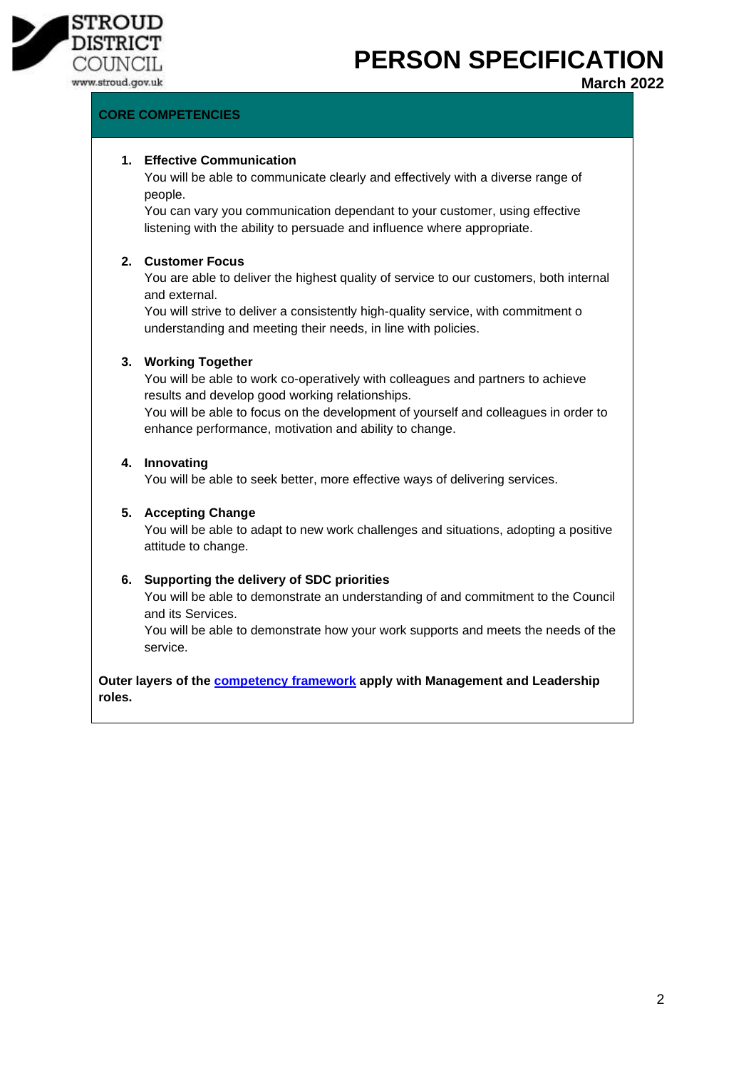# PERSON SPECIFICATION

**March 2022**

## CORE COMPETENCIES

1. **Effective Communication**
   You will be able to communicate clearly and effectively with a diverse range of people.
   You can vary you communication dependant to your customer, using effective listening with the ability to persuade and influence where appropriate.

2. **Customer Focus**
   You are able to deliver the highest quality of service to our customers, both internal and external.
   You will strive to deliver a consistently high-quality service, with commitment o understanding and meeting their needs, in line with policies.

3. **Working Together**
   You will be able to work co-operatively with colleagues and partners to achieve results and develop good working relationships.
   You will be able to focus on the development of yourself and colleagues in order to enhance performance, motivation and ability to change.

4. **Innovating**
   You will be able to seek better, more effective ways of delivering services.

5. **Accepting Change**
   You will be able to adapt to new work challenges and situations, adopting a positive attitude to change.

6. **Supporting the delivery of SDC priorities**
   You will be able to demonstrate an understanding of and commitment to the Council and its Services.
   You will be able to demonstrate how your work supports and meets the needs of the service.

**Outer layers of the competency framework apply with Management and Leadership roles.**